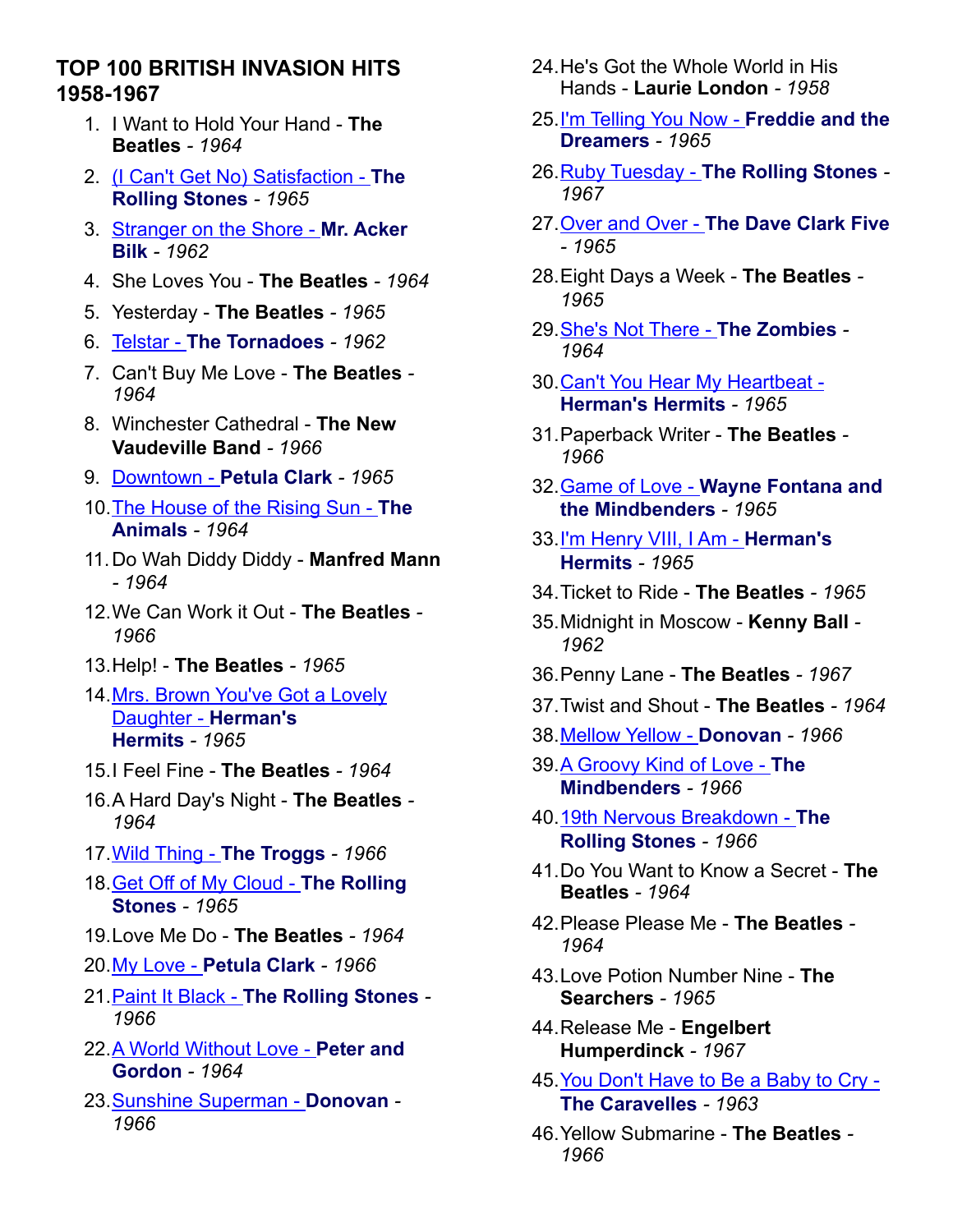# TOP 100 BRITISH INVASION HITS 1958-1967

1. I Want to Hold Your Hand - **The Beatles** - *1964*
2. (I Can't Get No) Satisfaction - **The Rolling Stones** - *1965*
3. Stranger on the Shore - **Mr. Acker Bilk** - *1962*
4. She Loves You - **The Beatles** - *1964*
5. Yesterday - **The Beatles** - *1965*
6. Telstar - **The Tornadoes** - *1962*
7. Can't Buy Me Love - **The Beatles** - *1964*
8. Winchester Cathedral - **The New Vaudeville Band** - *1966*
9. Downtown - **Petula Clark** - *1965*
10. The House of the Rising Sun - **The Animals** - *1964*
11. Do Wah Diddy Diddy - **Manfred Mann** - *1964*
12. We Can Work it Out - **The Beatles** - *1966*
13. Help! - **The Beatles** - *1965*
14. Mrs. Brown You've Got a Lovely Daughter - **Herman's Hermits** - *1965*
15. I Feel Fine - **The Beatles** - *1964*
16. A Hard Day's Night - **The Beatles** - *1964*
17. Wild Thing - **The Troggs** - *1966*
18. Get Off of My Cloud - **The Rolling Stones** - *1965*
19. Love Me Do - **The Beatles** - *1964*
20. My Love - **Petula Clark** - *1966*
21. Paint It Black - **The Rolling Stones** - *1966*
22. A World Without Love - **Peter and Gordon** - *1964*
23. Sunshine Superman - **Donovan** - *1966*
24. He's Got the Whole World in His Hands - **Laurie London** - *1958*
25. I'm Telling You Now - **Freddie and the Dreamers** - *1965*
26. Ruby Tuesday - **The Rolling Stones** - *1967*
27. Over and Over - **The Dave Clark Five** - *1965*
28. Eight Days a Week - **The Beatles** - *1965*
29. She's Not There - **The Zombies** - *1964*
30. Can't You Hear My Heartbeat - **Herman's Hermits** - *1965*
31. Paperback Writer - **The Beatles** - *1966*
32. Game of Love - **Wayne Fontana and the Mindbenders** - *1965*
33. I'm Henry VIII, I Am - **Herman's Hermits** - *1965*
34. Ticket to Ride - **The Beatles** - *1965*
35. Midnight in Moscow - **Kenny Ball** - *1962*
36. Penny Lane - **The Beatles** - *1967*
37. Twist and Shout - **The Beatles** - *1964*
38. Mellow Yellow - **Donovan** - *1966*
39. A Groovy Kind of Love - **The Mindbenders** - *1966*
40. 19th Nervous Breakdown - **The Rolling Stones** - *1966*
41. Do You Want to Know a Secret - **The Beatles** - *1964*
42. Please Please Me - **The Beatles** - *1964*
43. Love Potion Number Nine - **The Searchers** - *1965*
44. Release Me - **Engelbert Humperdinck** - *1967*
45. You Don't Have to Be a Baby to Cry - **The Caravelles** - *1963*
46. Yellow Submarine - **The Beatles** - *1966*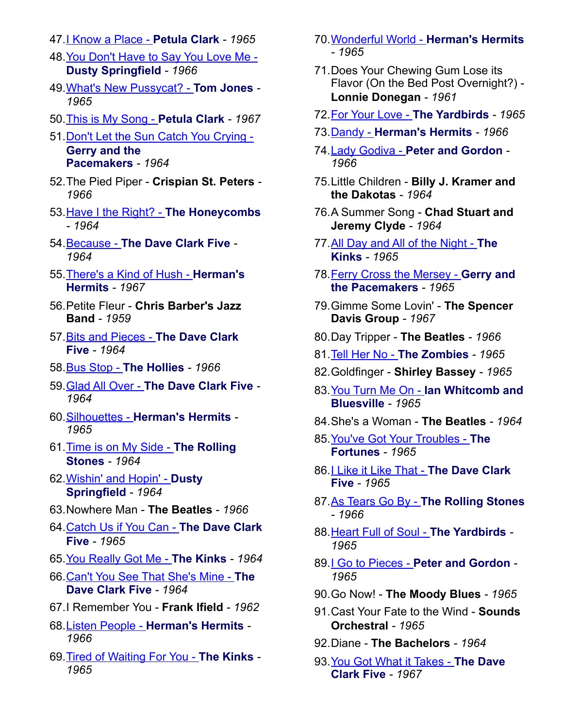47. I Know a Place - **Petula Clark** - *1965*
48. You Don't Have to Say You Love Me - **Dusty Springfield** - *1966*
49. What's New Pussycat? - **Tom Jones** - *1965*
50. This is My Song - **Petula Clark** - *1967*
51. Don't Let the Sun Catch You Crying - **Gerry and the Pacemakers** - *1964*
52. The Pied Piper - **Crispian St. Peters** - *1966*
53. Have I the Right? - **The Honeycombs** - *1964*
54. Because - **The Dave Clark Five** - *1964*
55. There's a Kind of Hush - **Herman's Hermits** - *1967*
56. Petite Fleur - **Chris Barber's Jazz Band** - *1959*
57. Bits and Pieces - **The Dave Clark Five** - *1964*
58. Bus Stop - **The Hollies** - *1966*
59. Glad All Over - **The Dave Clark Five** - *1964*
60. Silhouettes - **Herman's Hermits** - *1965*
61. Time is on My Side - **The Rolling Stones** - *1964*
62. Wishin' and Hopin' - **Dusty Springfield** - *1964*
63. Nowhere Man - **The Beatles** - *1966*
64. Catch Us if You Can - **The Dave Clark Five** - *1965*
65. You Really Got Me - **The Kinks** - *1964*
66. Can't You See That She's Mine - **The Dave Clark Five** - *1964*
67. I Remember You - **Frank Ifield** - *1962*
68. Listen People - **Herman's Hermits** - *1966*
69. Tired of Waiting For You - **The Kinks** - *1965*
70. Wonderful World - **Herman's Hermits** - *1965*
71. Does Your Chewing Gum Lose its Flavor (On the Bed Post Overnight?) - **Lonnie Donegan** - *1961*
72. For Your Love - **The Yardbirds** - *1965*
73. Dandy - **Herman's Hermits** - *1966*
74. Lady Godiva - **Peter and Gordon** - *1966*
75. Little Children - **Billy J. Kramer and the Dakotas** - *1964*
76. A Summer Song - **Chad Stuart and Jeremy Clyde** - *1964*
77. All Day and All of the Night - **The Kinks** - *1965*
78. Ferry Cross the Mersey - **Gerry and the Pacemakers** - *1965*
79. Gimme Some Lovin' - **The Spencer Davis Group** - *1967*
80. Day Tripper - **The Beatles** - *1966*
81. Tell Her No - **The Zombies** - *1965*
82. Goldfinger - **Shirley Bassey** - *1965*
83. You Turn Me On - **Ian Whitcomb and Bluesville** - *1965*
84. She's a Woman - **The Beatles** - *1964*
85. You've Got Your Troubles - **The Fortunes** - *1965*
86. I Like it Like That - **The Dave Clark Five** - *1965*
87. As Tears Go By - **The Rolling Stones** - *1966*
88. Heart Full of Soul - **The Yardbirds** - *1965*
89. I Go to Pieces - **Peter and Gordon** - *1965*
90. Go Now! - **The Moody Blues** - *1965*
91. Cast Your Fate to the Wind - **Sounds Orchestral** - *1965*
92. Diane - **The Bachelors** - *1964*
93. You Got What it Takes - **The Dave Clark Five** - *1967*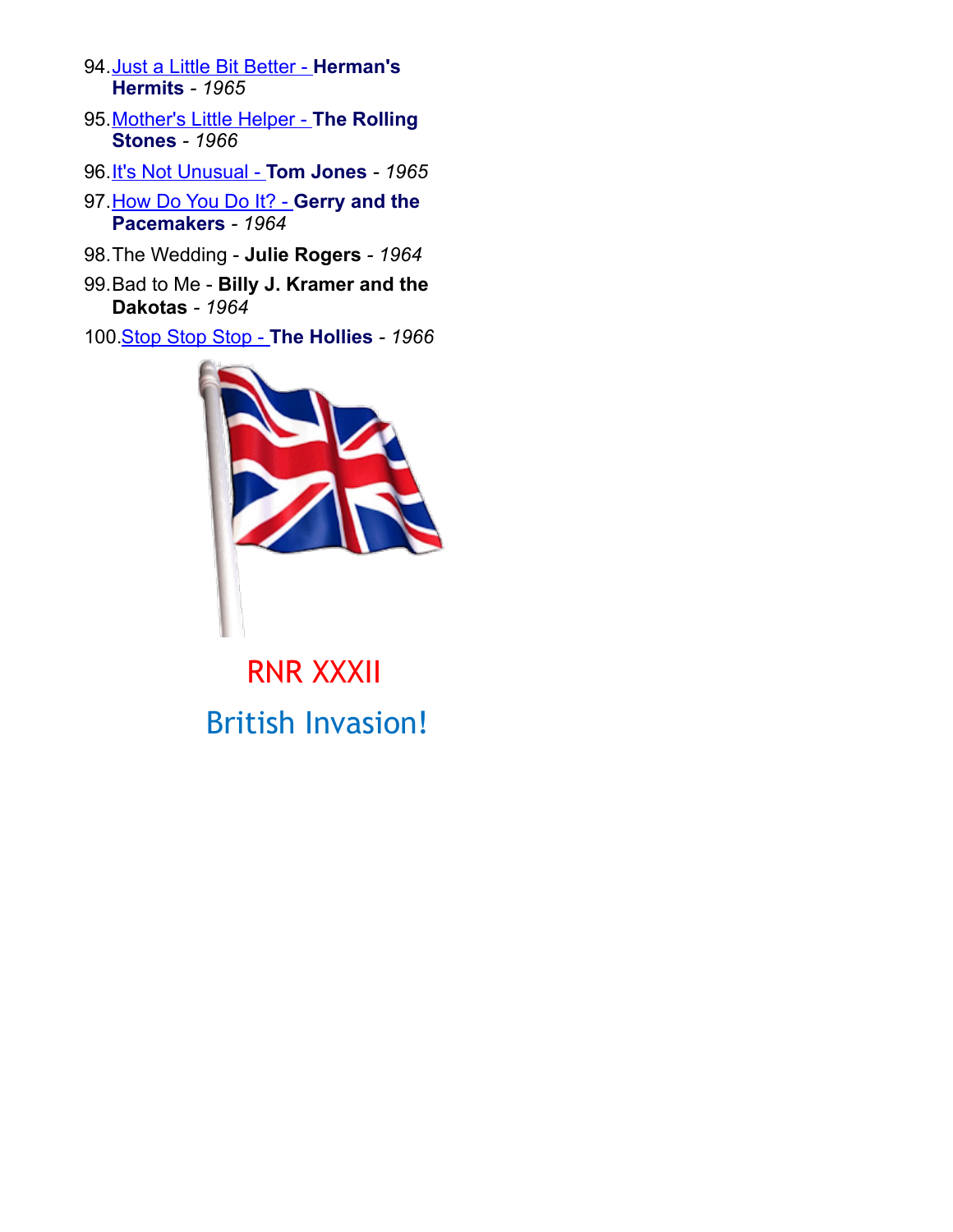94. Just a Little Bit Better - **Herman's Hermits** - *1965*
95. Mother's Little Helper - **The Rolling Stones** - *1966*
96. It's Not Unusual - **Tom Jones** - *1965*
97. How Do You Do It? - **Gerry and the Pacemakers** - *1964*
98. The Wedding - **Julie Rogers** - *1964*
99. Bad to Me - **Billy J. Kramer and the Dakotas** - *1964*
100. Stop Stop Stop - **The Hollies** - *1966*

RNR XXXII

British Invasion!